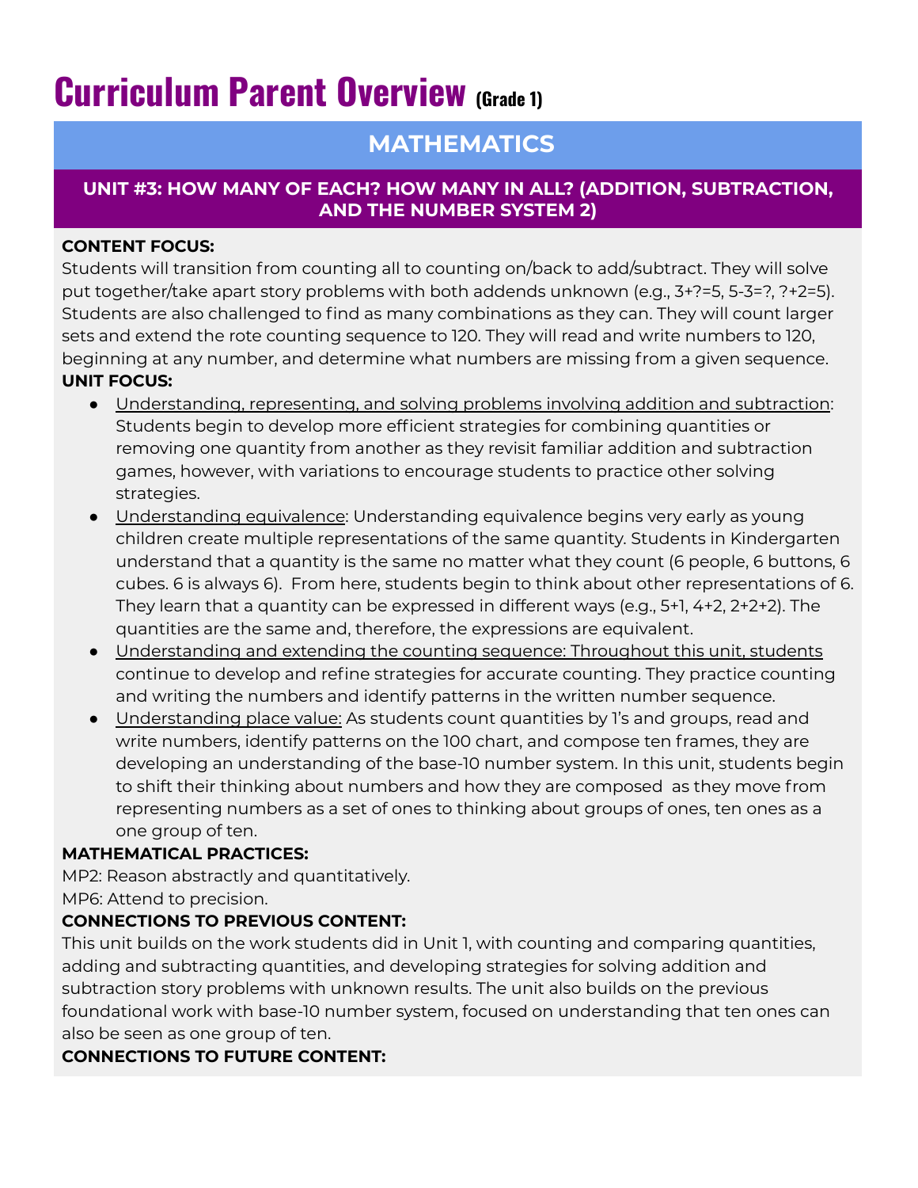# Curriculum Parent Overview (Grade 1)

## MATHEMATICS

### UNIT #3: HOW MANY OF EACH? HOW MANY IN ALL? (ADDITION, SUBTRACTION, AND THE NUMBER SYSTEM 2)

**CONTENT FOCUS:**
Students will transition from counting all to counting on/back to add/subtract. They will solve put together/take apart story problems with both addends unknown (e.g., 3+?=5, 5-3=?, ?+2=5). Students are also challenged to find as many combinations as they can. They will count larger sets and extend the rote counting sequence to 120. They will read and write numbers to 120, beginning at any number, and determine what numbers are missing from a given sequence.

**UNIT FOCUS:**

- Understanding, representing, and solving problems involving addition and subtraction: Students begin to develop more efficient strategies for combining quantities or removing one quantity from another as they revisit familiar addition and subtraction games, however, with variations to encourage students to practice other solving strategies.
- Understanding equivalence: Understanding equivalence begins very early as young children create multiple representations of the same quantity. Students in Kindergarten understand that a quantity is the same no matter what they count (6 people, 6 buttons, 6 cubes. 6 is always 6). From here, students begin to think about other representations of 6. They learn that a quantity can be expressed in different ways (e.g., 5+1, 4+2, 2+2+2). The quantities are the same and, therefore, the expressions are equivalent.
- Understanding and extending the counting sequence: Throughout this unit, students continue to develop and refine strategies for accurate counting. They practice counting and writing the numbers and identify patterns in the written number sequence.
- Understanding place value: As students count quantities by 1's and groups, read and write numbers, identify patterns on the 100 chart, and compose ten frames, they are developing an understanding of the base-10 number system. In this unit, students begin to shift their thinking about numbers and how they are composed as they move from representing numbers as a set of ones to thinking about groups of ones, ten ones as a one group of ten.

**MATHEMATICAL PRACTICES:**
MP2: Reason abstractly and quantitatively.
MP6: Attend to precision.

**CONNECTIONS TO PREVIOUS CONTENT:**
This unit builds on the work students did in Unit 1, with counting and comparing quantities, adding and subtracting quantities, and developing strategies for solving addition and subtraction story problems with unknown results. The unit also builds on the previous foundational work with base-10 number system, focused on understanding that ten ones can also be seen as one group of ten.

**CONNECTIONS TO FUTURE CONTENT:**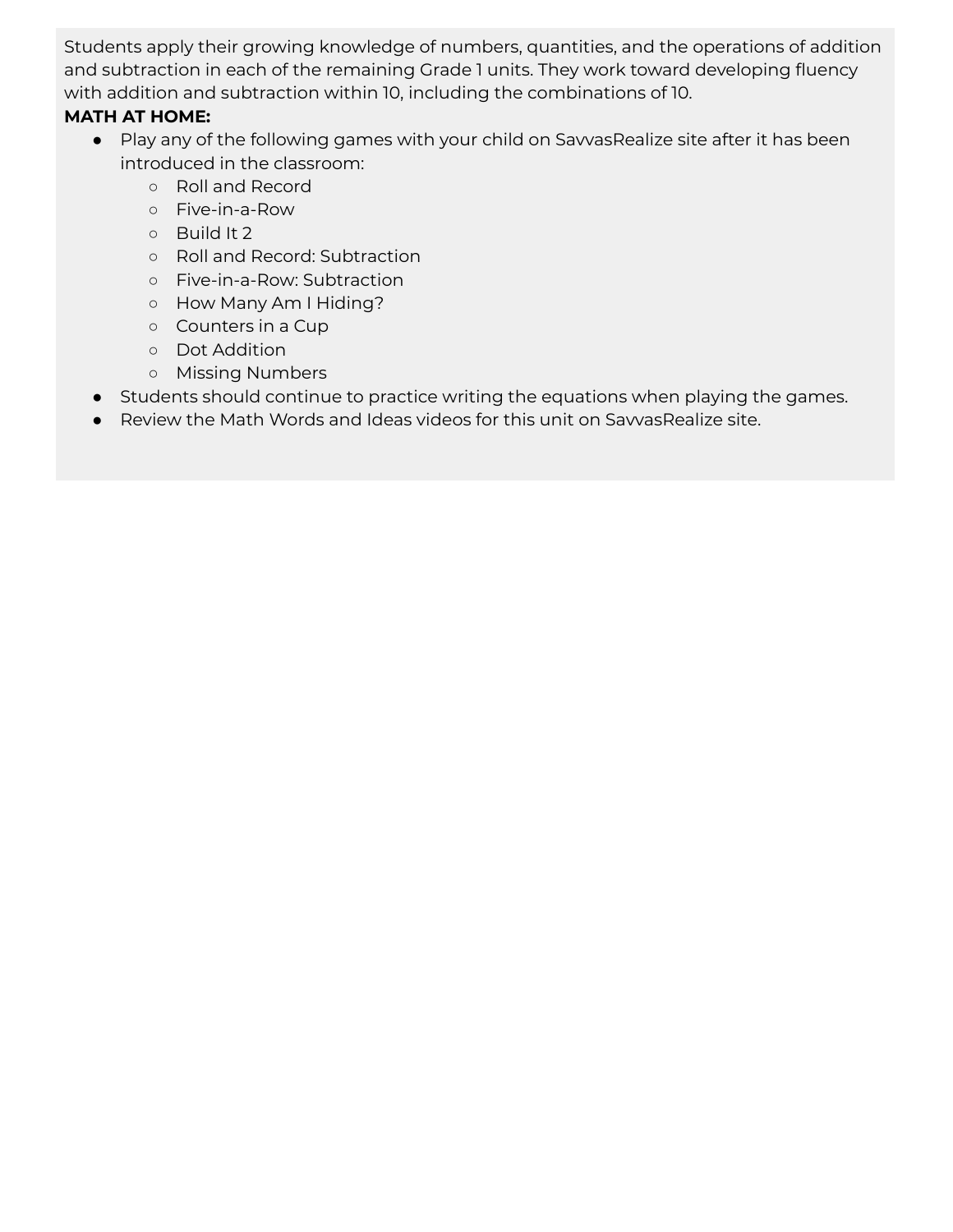Students apply their growing knowledge of numbers, quantities, and the operations of addition and subtraction in each of the remaining Grade 1 units. They work toward developing fluency with addition and subtraction within 10, including the combinations of 10.

**MATH AT HOME:**

- Play any of the following games with your child on SavvasRealize site after it has been introduced in the classroom:
  - Roll and Record
  - Five-in-a-Row
  - Build It 2
  - Roll and Record: Subtraction
  - Five-in-a-Row: Subtraction
  - How Many Am I Hiding?
  - Counters in a Cup
  - Dot Addition
  - Missing Numbers
- Students should continue to practice writing the equations when playing the games.
- Review the Math Words and Ideas videos for this unit on SavvasRealize site.